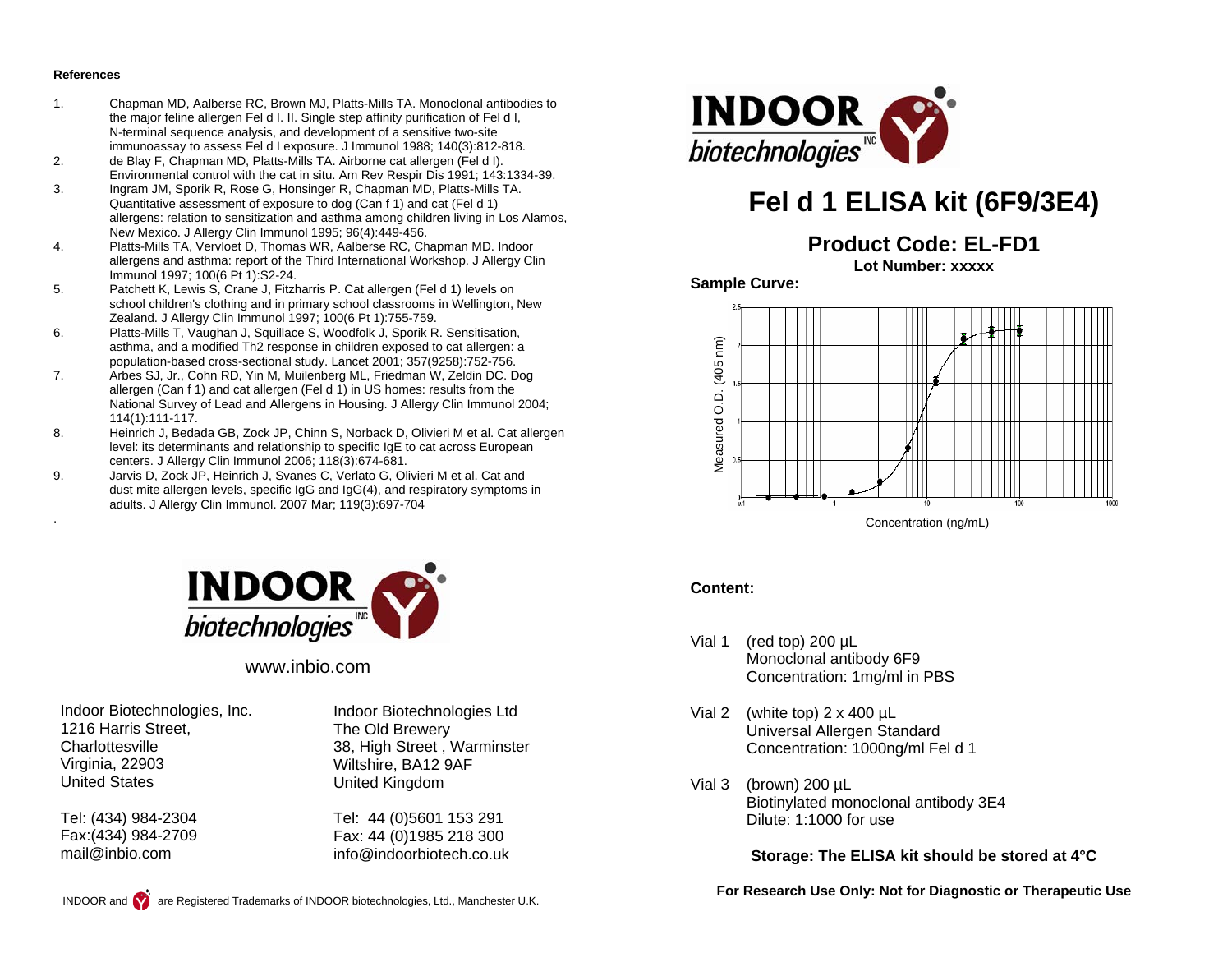**References**

1. Chapman MD, Aalberse RC, Brown MJ, Platts-Mills TA. Monoclonal antibodies to the major feline allergen Fel d I. II. Single step affinity purification of Fel d I, N-terminal sequence analysis, and development of a sensitive two-site immunoassay to assess Fel d I exposure. J Immunol 1988; 140(3):812-818.
2. de Blay F, Chapman MD, Platts-Mills TA. Airborne cat allergen (Fel d I). Environmental control with the cat in situ. Am Rev Respir Dis 1991; 143:1334-39.
3. Ingram JM, Sporik R, Rose G, Honsinger R, Chapman MD, Platts-Mills TA. Quantitative assessment of exposure to dog (Can f 1) and cat (Fel d 1) allergens: relation to sensitization and asthma among children living in Los Alamos, New Mexico. J Allergy Clin Immunol 1995; 96(4):449-456.
4. Platts-Mills TA, Vervloet D, Thomas WR, Aalberse RC, Chapman MD. Indoor allergens and asthma: report of the Third International Workshop. J Allergy Clin Immunol 1997; 100(6 Pt 1):S2-24.
5. Patchett K, Lewis S, Crane J, Fitzharris P. Cat allergen (Fel d 1) levels on school children's clothing and in primary school classrooms in Wellington, New Zealand. J Allergy Clin Immunol 1997; 100(6 Pt 1):755-759.
6. Platts-Mills T, Vaughan J, Squillace S, Woodfolk J, Sporik R. Sensitisation, asthma, and a modified Th2 response in children exposed to cat allergen: a population-based cross-sectional study. Lancet 2001; 357(9258):752-756.
7. Arbes SJ, Jr., Cohn RD, Yin M, Muilenberg ML, Friedman W, Zeldin DC. Dog allergen (Can f 1) and cat allergen (Fel d 1) in US homes: results from the National Survey of Lead and Allergens in Housing. J Allergy Clin Immunol 2004; 114(1):111-117.
8. Heinrich J, Bedada GB, Zock JP, Chinn S, Norback D, Olivieri M et al. Cat allergen level: its determinants and relationship to specific IgE to cat across European centers. J Allergy Clin Immunol 2006; 118(3):674-681.
9. Jarvis D, Zock JP, Heinrich J, Svanes C, Verlato G, Olivieri M et al. Cat and dust mite allergen levels, specific IgG and IgG(4), and respiratory symptoms in adults. J Allergy Clin Immunol. 2007 Mar; 119(3):697-704

INDOOR biotechnologies INC

www.inbio.com

Indoor Biotechnologies, Inc.
1216 Harris Street,
Charlottesville
Virginia, 22903
United States

Tel: (434) 984-2304
Fax:(434) 984-2709
mail@inbio.com

Indoor Biotechnologies Ltd
The Old Brewery
38, High Street , Warminster
Wiltshire, BA12 9AF
United Kingdom

Tel: 44 (0)5601 153 291
Fax: 44 (0)1985 218 300
info@indoorbiotech.co.uk

INDOOR and are Registered Trademarks of INDOOR biotechnologies, Ltd., Manchester U.K.

INDOOR biotechnologies INC

# Fel d 1 ELISA kit (6F9/3E4)

## Product Code: EL-FD1

**Lot Number: xxxxx**

**Sample Curve:**

Measured O.D. (405 nm) vs. Concentration (ng/mL)

**Content:**

Vial 1 (red top) 200 µL
Monoclonal antibody 6F9
Concentration: 1mg/ml in PBS

Vial 2 (white top) 2 x 400 µL
Universal Allergen Standard
Concentration: 1000ng/ml Fel d 1

Vial 3 (brown) 200 µL
Biotinylated monoclonal antibody 3E4
Dilute: 1:1000 for use

**Storage: The ELISA kit should be stored at 4°C**

**For Research Use Only: Not for Diagnostic or Therapeutic Use**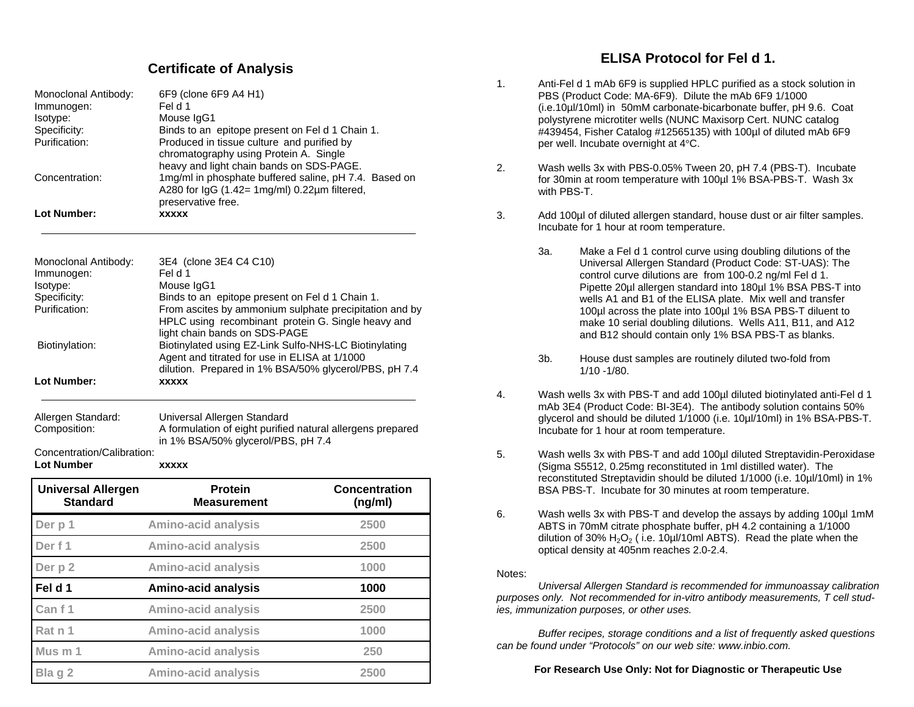## Certificate of Analysis

Monoclonal Antibody: 6F9 (clone 6F9 A4 H1)
Immunogen: Fel d 1
Isotype: Mouse IgG1
Specificity: Binds to an epitope present on Fel d 1 Chain 1.
Purification: Produced in tissue culture and purified by chromatography using Protein A. Single heavy and light chain bands on SDS-PAGE.
Concentration: 1mg/ml in phosphate buffered saline, pH 7.4. Based on A280 for IgG (1.42= 1mg/ml) 0.22µm filtered, preservative free.
**Lot Number:** **xxxxx**

---

Monoclonal Antibody: 3E4 (clone 3E4 C4 C10)
Immunogen: Fel d 1
Isotype: Mouse IgG1
Specificity: Binds to an epitope present on Fel d 1 Chain 1.
Purification: From ascites by ammonium sulphate precipitation and by HPLC using recombinant protein G. Single heavy and light chain bands on SDS-PAGE
Biotinylation: Biotinylated using EZ-Link Sulfo-NHS-LC Biotinylating Agent and titrated for use in ELISA at 1/1000 dilution. Prepared in 1% BSA/50% glycerol/PBS, pH 7.4
**Lot Number:** **xxxxx**

---

Allergen Standard: Universal Allergen Standard
Composition: A formulation of eight purified natural allergens prepared in 1% BSA/50% glycerol/PBS, pH 7.4
Concentration/Calibration:
**Lot Number** **xxxxx**

| Universal Allergen Standard | Protein Measurement | Concentration (ng/ml) |
|---|---|---|
| Der p 1 | Amino-acid analysis | 2500 |
| Der f 1 | Amino-acid analysis | 2500 |
| Der p 2 | Amino-acid analysis | 1000 |
| **Fel d 1** | **Amino-acid analysis** | **1000** |
| Can f 1 | Amino-acid analysis | 2500 |
| Rat n 1 | Amino-acid analysis | 1000 |
| Mus m 1 | Amino-acid analysis | 250 |
| Bla g 2 | Amino-acid analysis | 2500 |

## ELISA Protocol for Fel d 1.

1. Anti-Fel d 1 mAb 6F9 is supplied HPLC purified as a stock solution in PBS (Product Code: MA-6F9). Dilute the mAb 6F9 1/1000 (i.e.10µl/10ml) in 50mM carbonate-bicarbonate buffer, pH 9.6. Coat polystyrene microtiter wells (NUNC Maxisorp Cert. NUNC catalog #439454, Fisher Catalog #12565135) with 100µl of diluted mAb 6F9 per well. Incubate overnight at 4°C.

2. Wash wells 3x with PBS-0.05% Tween 20, pH 7.4 (PBS-T). Incubate for 30min at room temperature with 100µl 1% BSA-PBS-T. Wash 3x with PBS-T.

3. Add 100µl of diluted allergen standard, house dust or air filter samples. Incubate for 1 hour at room temperature.

   3a. Make a Fel d 1 control curve using doubling dilutions of the Universal Allergen Standard (Product Code: ST-UAS): The control curve dilutions are from 100-0.2 ng/ml Fel d 1. Pipette 20µl allergen standard into 180µl 1% BSA PBS-T into wells A1 and B1 of the ELISA plate. Mix well and transfer 100µl across the plate into 100µl 1% BSA PBS-T diluent to make 10 serial doubling dilutions. Wells A11, B11, and A12 and B12 should contain only 1% BSA PBS-T as blanks.

   3b. House dust samples are routinely diluted two-fold from 1/10 -1/80.

4. Wash wells 3x with PBS-T and add 100µl diluted biotinylated anti-Fel d 1 mAb 3E4 (Product Code: BI-3E4). The antibody solution contains 50% glycerol and should be diluted 1/1000 (i.e. 10µl/10ml) in 1% BSA-PBS-T. Incubate for 1 hour at room temperature.

5. Wash wells 3x with PBS-T and add 100µl diluted Streptavidin-Peroxidase (Sigma S5512, 0.25mg reconstituted in 1ml distilled water). The reconstituted Streptavidin should be diluted 1/1000 (i.e. 10µl/10ml) in 1% BSA PBS-T. Incubate for 30 minutes at room temperature.

6. Wash wells 3x with PBS-T and develop the assays by adding 100µl 1mM ABTS in 70mM citrate phosphate buffer, pH 4.2 containing a 1/1000 dilution of 30% $H_2O_2$ ( i.e. 10µl/10ml ABTS). Read the plate when the optical density at 405nm reaches 2.0-2.4.

Notes:

*Universal Allergen Standard is recommended for immunoassay calibration purposes only. Not recommended for in-vitro antibody measurements, T cell studies, immunization purposes, or other uses.*

*Buffer recipes, storage conditions and a list of frequently asked questions can be found under "Protocols" on our web site: www.inbio.com.*

**For Research Use Only: Not for Diagnostic or Therapeutic Use**